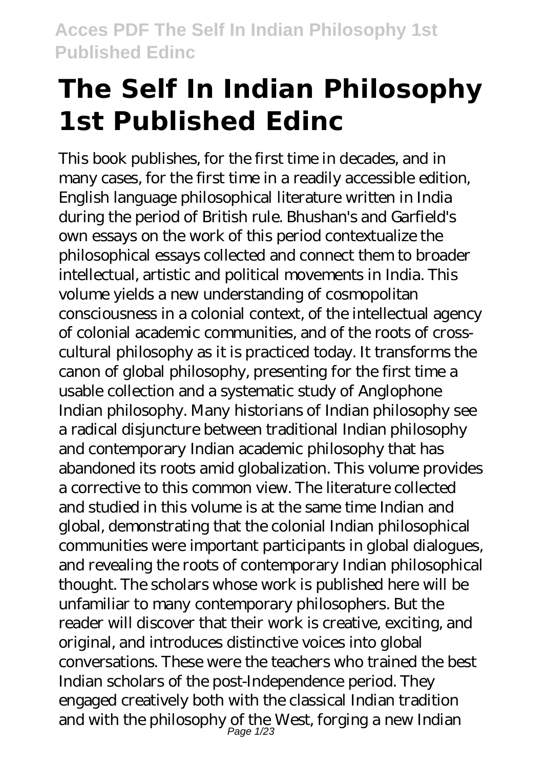# The Self In Indian Philosophy 1st Published Edinc

This book publishes, for the first time in decades, and in many cases, for the first time in a readily accessible edition, English language philosophical literature written in India during the period of British rule. Bhushan's and Garfield's own essays on the work of this period contextualize the philosophical essays collected and connect them to broader intellectual, artistic and political movements in India. This volume yields a new understanding of cosmopolitan consciousness in a colonial context, of the intellectual agency of colonial academic communities, and of the roots of cross-cultural philosophy as it is practiced today. It transforms the canon of global philosophy, presenting for the first time a usable collection and a systematic study of Anglophone Indian philosophy. Many historians of Indian philosophy see a radical disjuncture between traditional Indian philosophy and contemporary Indian academic philosophy that has abandoned its roots amid globalization. This volume provides a corrective to this common view. The literature collected and studied in this volume is at the same time Indian and global, demonstrating that the colonial Indian philosophical communities were important participants in global dialogues, and revealing the roots of contemporary Indian philosophical thought. The scholars whose work is published here will be unfamiliar to many contemporary philosophers. But the reader will discover that their work is creative, exciting, and original, and introduces distinctive voices into global conversations. These were the teachers who trained the best Indian scholars of the post-Independence period. They engaged creatively both with the classical Indian tradition and with the philosophy of the West, forging a new Indian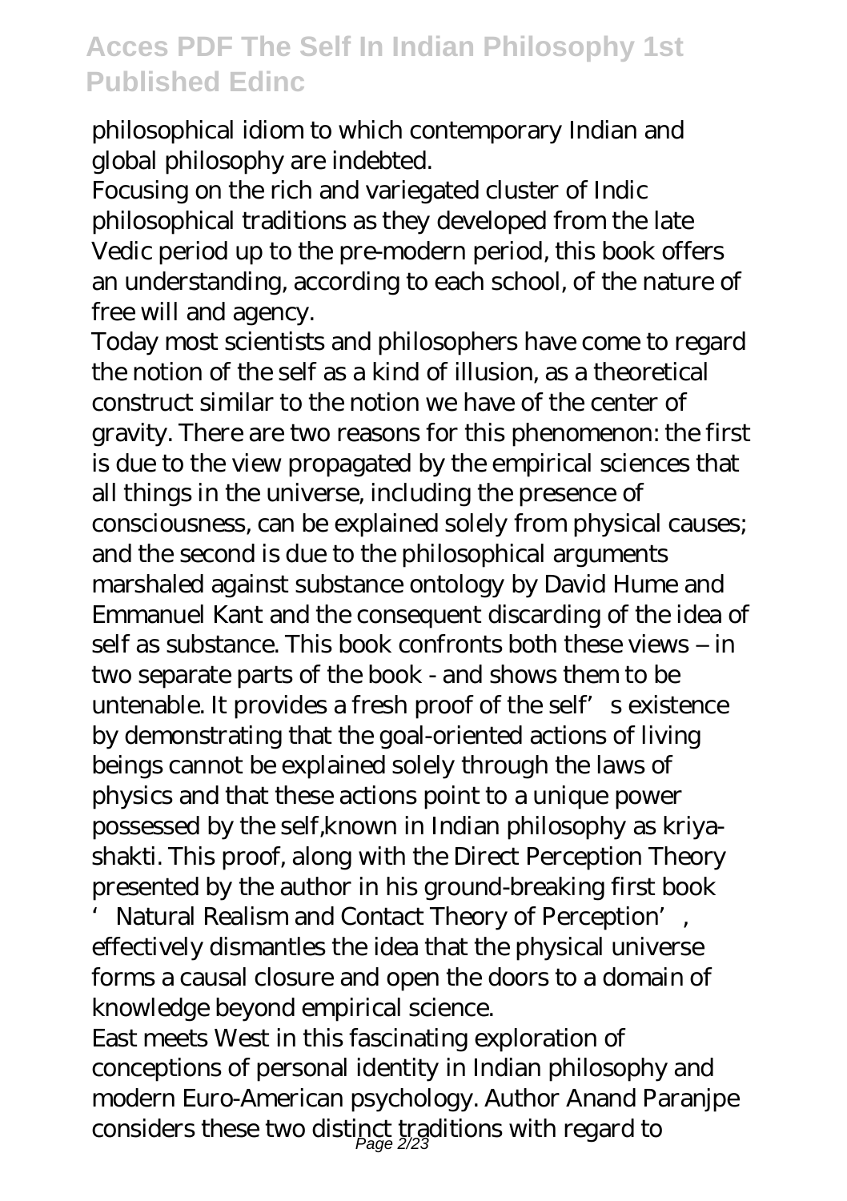philosophical idiom to which contemporary Indian and global philosophy are indebted.

Focusing on the rich and variegated cluster of Indic philosophical traditions as they developed from the late Vedic period up to the pre-modern period, this book offers an understanding, according to each school, of the nature of free will and agency.

Today most scientists and philosophers have come to regard the notion of the self as a kind of illusion, as a theoretical construct similar to the notion we have of the center of gravity. There are two reasons for this phenomenon: the first is due to the view propagated by the empirical sciences that all things in the universe, including the presence of consciousness, can be explained solely from physical causes; and the second is due to the philosophical arguments marshaled against substance ontology by David Hume and Emmanuel Kant and the consequent discarding of the idea of self as substance. This book confronts both these views – in two separate parts of the book - and shows them to be untenable. It provides a fresh proof of the self's existence by demonstrating that the goal-oriented actions of living beings cannot be explained solely through the laws of physics and that these actions point to a unique power possessed by the self,known in Indian philosophy as kriya-shakti. This proof, along with the Direct Perception Theory presented by the author in his ground-breaking first book 'Natural Realism and Contact Theory of Perception', effectively dismantles the idea that the physical universe forms a causal closure and open the doors to a domain of knowledge beyond empirical science.

East meets West in this fascinating exploration of conceptions of personal identity in Indian philosophy and modern Euro-American psychology. Author Anand Paranjpe considers these two distinct traditions with regard to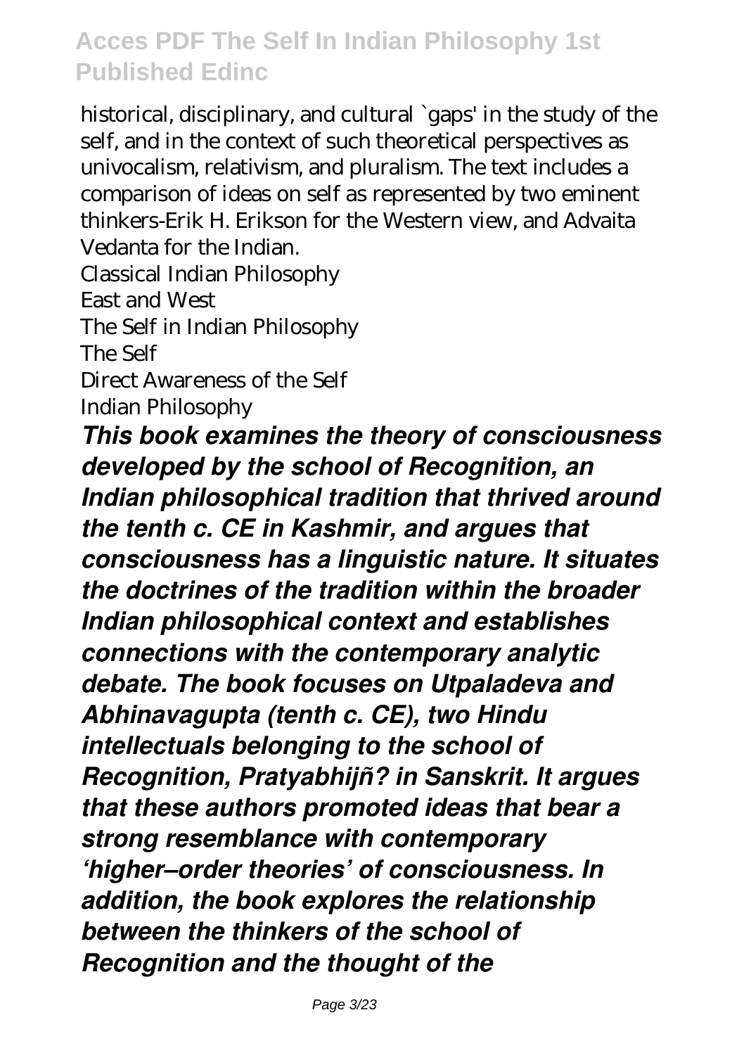historical, disciplinary, and cultural `gaps' in the study of the self, and in the context of such theoretical perspectives as univocalism, relativism, and pluralism. The text includes a comparison of ideas on self as represented by two eminent thinkers-Erik H. Erikson for the Western view, and Advaita Vedanta for the Indian.

Classical Indian Philosophy
East and West
The Self in Indian Philosophy
The Self
Direct Awareness of the Self
Indian Philosophy

***This book examines the theory of consciousness developed by the school of Recognition, an Indian philosophical tradition that thrived around the tenth c. CE in Kashmir, and argues that consciousness has a linguistic nature. It situates the doctrines of the tradition within the broader Indian philosophical context and establishes connections with the contemporary analytic debate. The book focuses on Utpaladeva and Abhinavagupta (tenth c. CE), two Hindu intellectuals belonging to the school of Recognition, Pratyabhijñ? in Sanskrit. It argues that these authors promoted ideas that bear a strong resemblance with contemporary 'higher–order theories' of consciousness. In addition, the book explores the relationship between the thinkers of the school of Recognition and the thought of the***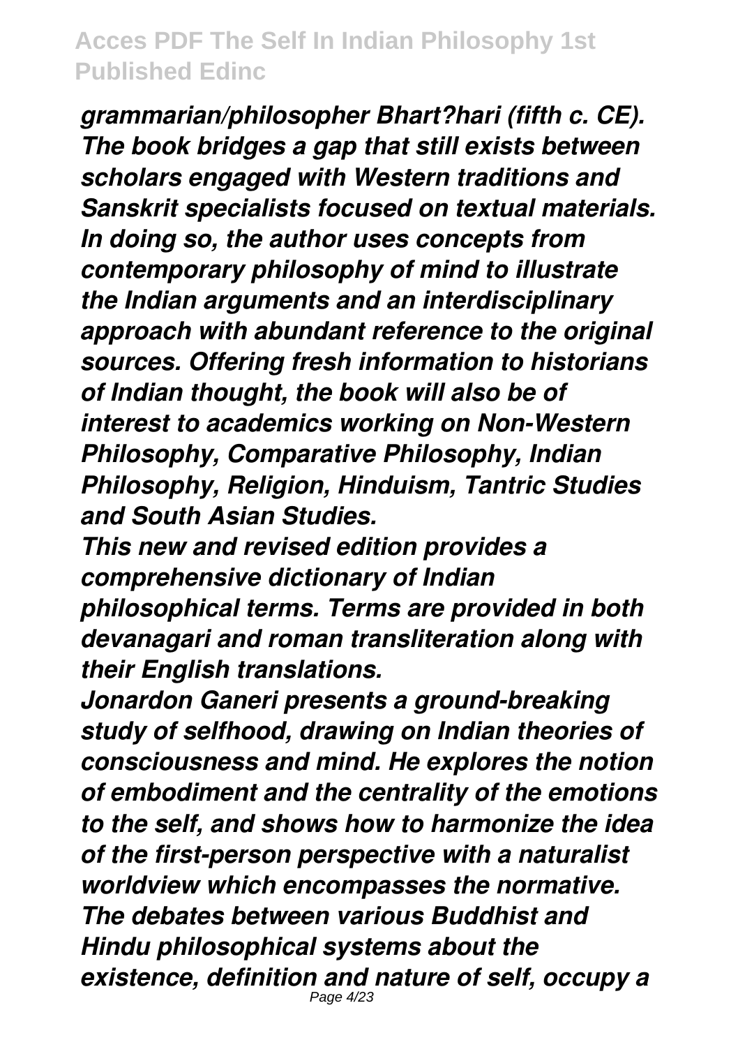*grammarian/philosopher Bhart?hari (fifth c. CE). The book bridges a gap that still exists between scholars engaged with Western traditions and Sanskrit specialists focused on textual materials. In doing so, the author uses concepts from contemporary philosophy of mind to illustrate the Indian arguments and an interdisciplinary approach with abundant reference to the original sources. Offering fresh information to historians of Indian thought, the book will also be of interest to academics working on Non-Western Philosophy, Comparative Philosophy, Indian Philosophy, Religion, Hinduism, Tantric Studies and South Asian Studies.*

*This new and revised edition provides a comprehensive dictionary of Indian philosophical terms. Terms are provided in both devanagari and roman transliteration along with their English translations.*

*Jonardon Ganeri presents a ground-breaking study of selfhood, drawing on Indian theories of consciousness and mind. He explores the notion of embodiment and the centrality of the emotions to the self, and shows how to harmonize the idea of the first-person perspective with a naturalist worldview which encompasses the normative. The debates between various Buddhist and Hindu philosophical systems about the existence, definition and nature of self, occupy a*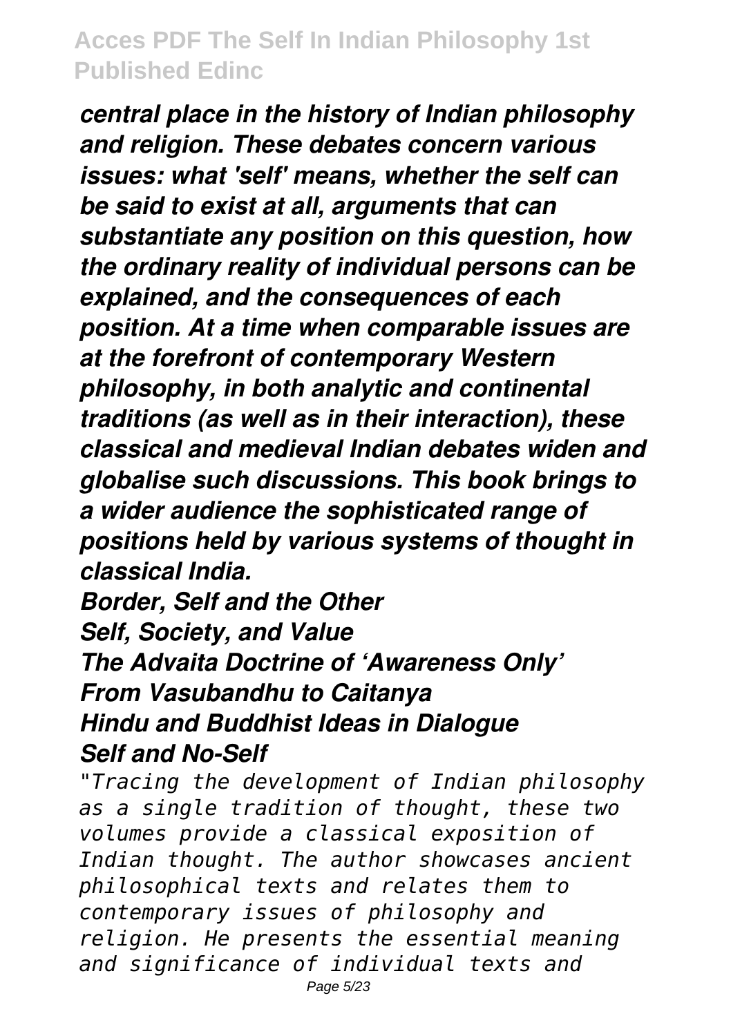*central place in the history of Indian philosophy and religion. These debates concern various issues: what 'self' means, whether the self can be said to exist at all, arguments that can substantiate any position on this question, how the ordinary reality of individual persons can be explained, and the consequences of each position. At a time when comparable issues are at the forefront of contemporary Western philosophy, in both analytic and continental traditions (as well as in their interaction), these classical and medieval Indian debates widen and globalise such discussions. This book brings to a wider audience the sophisticated range of positions held by various systems of thought in classical India.*

***Border, Self and the Other***

***Self, Society, and Value***

***The Advaita Doctrine of 'Awareness Only'***

***From Vasubandhu to Caitanya***

***Hindu and Buddhist Ideas in Dialogue***

***Self and No-Self***

*"Tracing the development of Indian philosophy as a single tradition of thought, these two volumes provide a classical exposition of Indian thought. The author showcases ancient philosophical texts and relates them to contemporary issues of philosophy and religion. He presents the essential meaning and significance of individual texts and*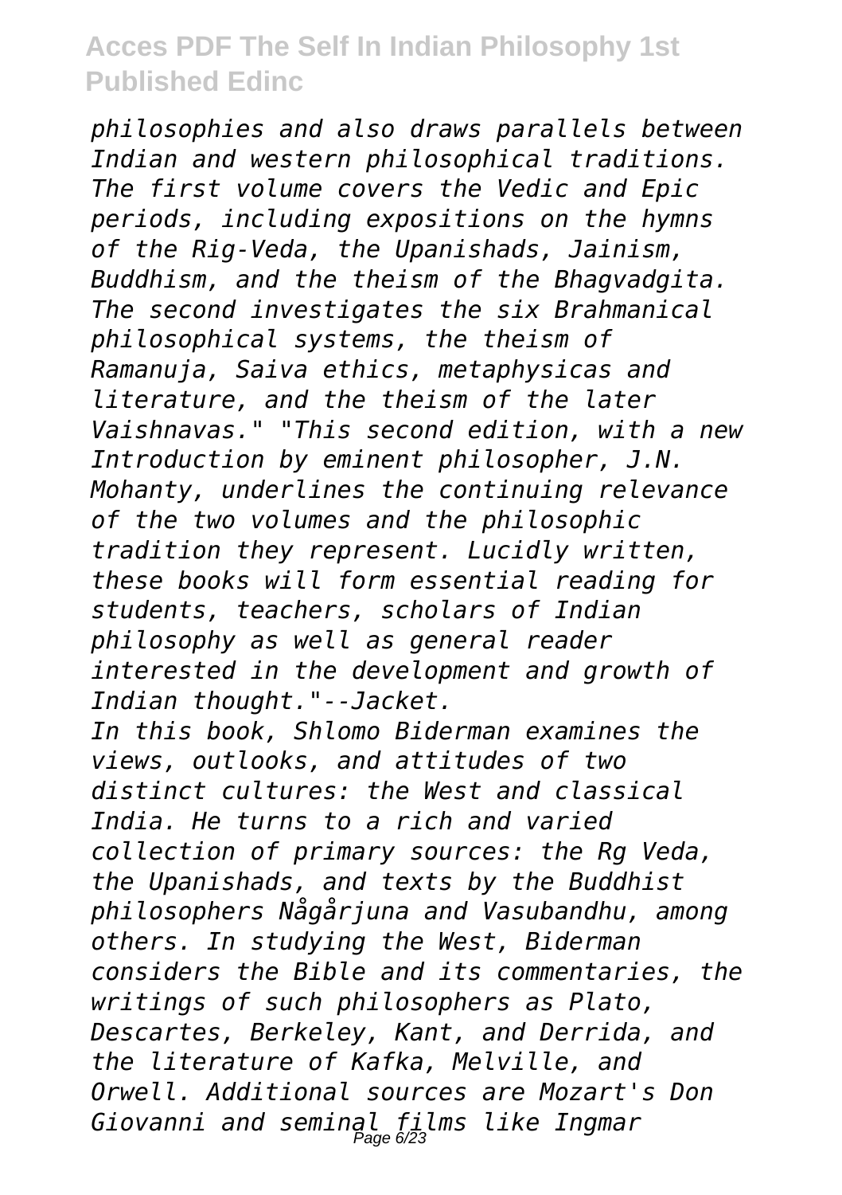*philosophies and also draws parallels between Indian and western philosophical traditions. The first volume covers the Vedic and Epic periods, including expositions on the hymns of the Rig-Veda, the Upanishads, Jainism, Buddhism, and the theism of the Bhagvadgita. The second investigates the six Brahmanical philosophical systems, the theism of Ramanuja, Saiva ethics, metaphysicas and literature, and the theism of the later Vaishnavas." "This second edition, with a new Introduction by eminent philosopher, J.N. Mohanty, underlines the continuing relevance of the two volumes and the philosophic tradition they represent. Lucidly written, these books will form essential reading for students, teachers, scholars of Indian philosophy as well as general reader interested in the development and growth of Indian thought."--Jacket.*

*In this book, Shlomo Biderman examines the views, outlooks, and attitudes of two distinct cultures: the West and classical India. He turns to a rich and varied collection of primary sources: the Rg Veda, the Upanishads, and texts by the Buddhist philosophers Någårjuna and Vasubandhu, among others. In studying the West, Biderman considers the Bible and its commentaries, the writings of such philosophers as Plato, Descartes, Berkeley, Kant, and Derrida, and the literature of Kafka, Melville, and Orwell. Additional sources are Mozart's Don Giovanni and seminal films like Ingmar*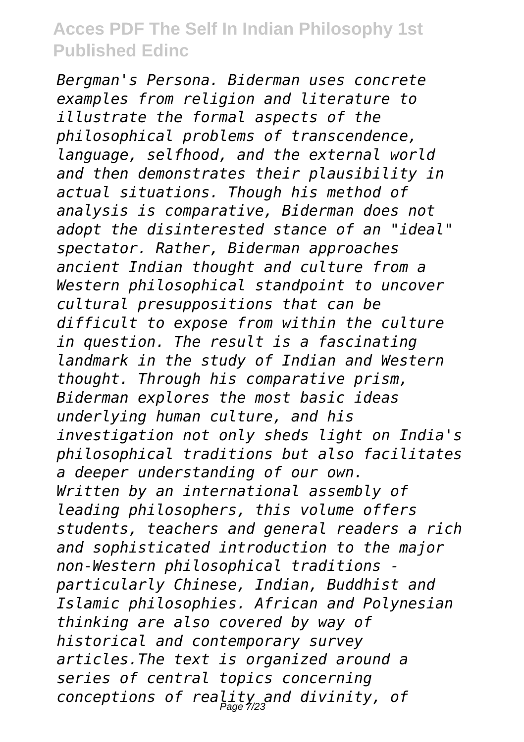*Bergman's Persona. Biderman uses concrete examples from religion and literature to illustrate the formal aspects of the philosophical problems of transcendence, language, selfhood, and the external world and then demonstrates their plausibility in actual situations. Though his method of analysis is comparative, Biderman does not adopt the disinterested stance of an "ideal" spectator. Rather, Biderman approaches ancient Indian thought and culture from a Western philosophical standpoint to uncover cultural presuppositions that can be difficult to expose from within the culture in question. The result is a fascinating landmark in the study of Indian and Western thought. Through his comparative prism, Biderman explores the most basic ideas underlying human culture, and his investigation not only sheds light on India's philosophical traditions but also facilitates a deeper understanding of our own.*

*Written by an international assembly of leading philosophers, this volume offers students, teachers and general readers a rich and sophisticated introduction to the major non-Western philosophical traditions - particularly Chinese, Indian, Buddhist and Islamic philosophies. African and Polynesian thinking are also covered by way of historical and contemporary survey articles.The text is organized around a series of central topics concerning conceptions of reality and divinity, of*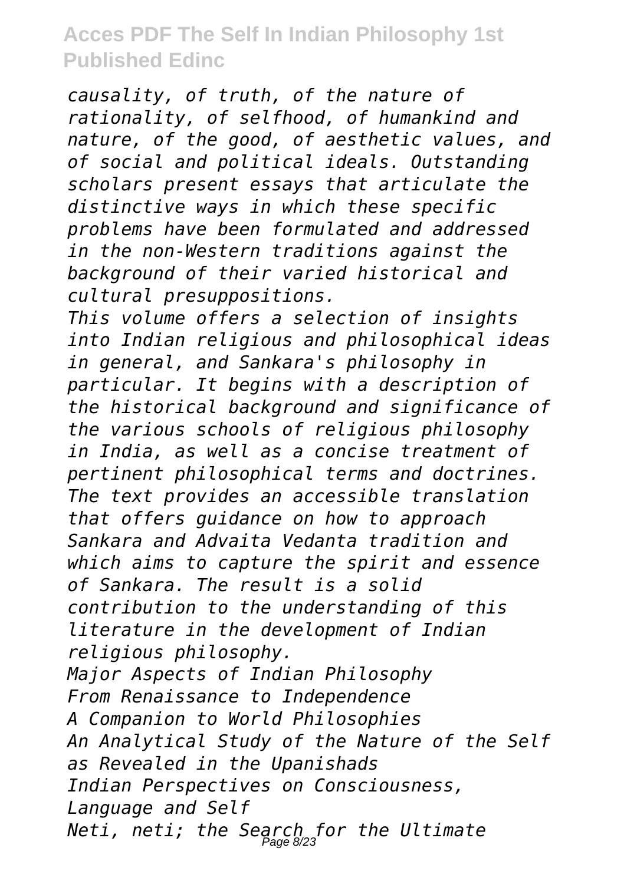*causality, of truth, of the nature of rationality, of selfhood, of humankind and nature, of the good, of aesthetic values, and of social and political ideals. Outstanding scholars present essays that articulate the distinctive ways in which these specific problems have been formulated and addressed in the non-Western traditions against the background of their varied historical and cultural presuppositions.*

*This volume offers a selection of insights into Indian religious and philosophical ideas in general, and Sankara's philosophy in particular. It begins with a description of the historical background and significance of the various schools of religious philosophy in India, as well as a concise treatment of pertinent philosophical terms and doctrines. The text provides an accessible translation that offers guidance on how to approach Sankara and Advaita Vedanta tradition and which aims to capture the spirit and essence of Sankara. The result is a solid contribution to the understanding of this literature in the development of Indian religious philosophy.*

*Major Aspects of Indian Philosophy*

*From Renaissance to Independence*

*A Companion to World Philosophies*

*An Analytical Study of the Nature of the Self as Revealed in the Upanishads*

*Indian Perspectives on Consciousness, Language and Self*

*Neti, neti; the Search for the Ultimate*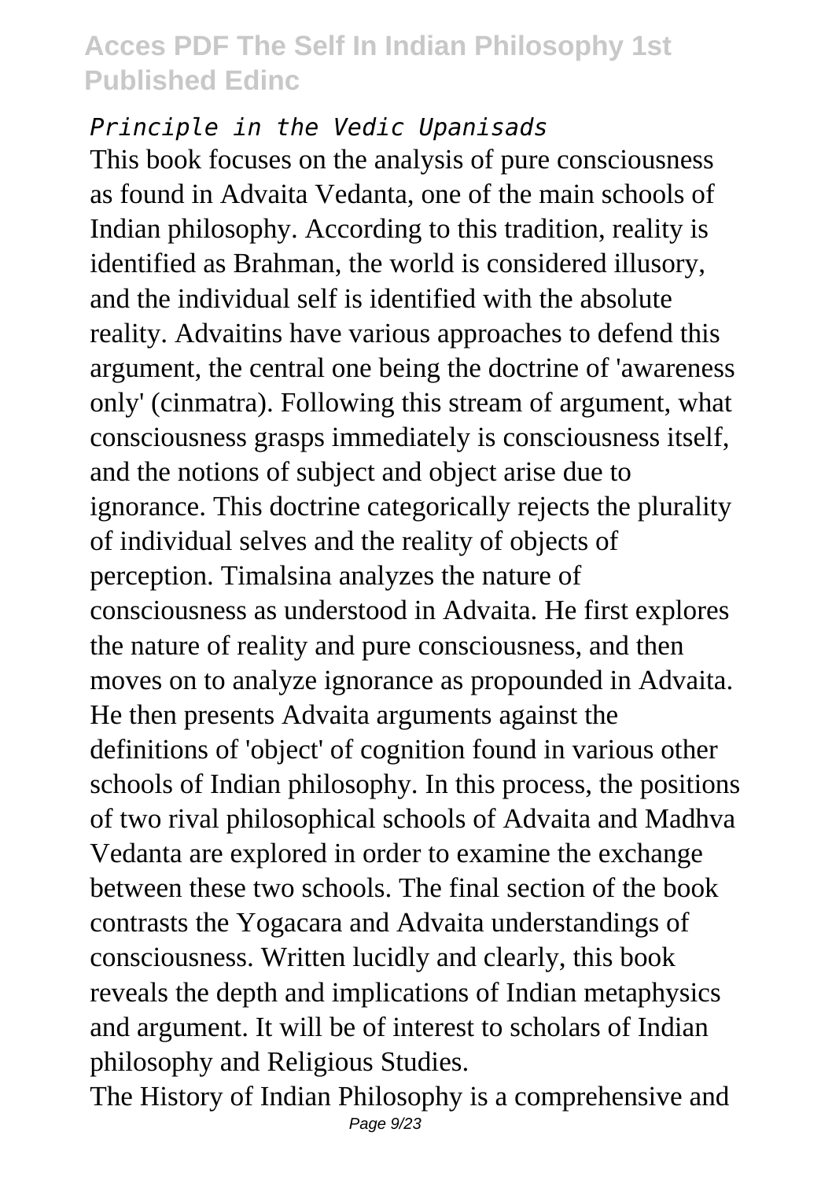*Principle in the Vedic Upanisads*

This book focuses on the analysis of pure consciousness as found in Advaita Vedanta, one of the main schools of Indian philosophy. According to this tradition, reality is identified as Brahman, the world is considered illusory, and the individual self is identified with the absolute reality. Advaitins have various approaches to defend this argument, the central one being the doctrine of 'awareness only' (cinmatra). Following this stream of argument, what consciousness grasps immediately is consciousness itself, and the notions of subject and object arise due to ignorance. This doctrine categorically rejects the plurality of individual selves and the reality of objects of perception. Timalsina analyzes the nature of consciousness as understood in Advaita. He first explores the nature of reality and pure consciousness, and then moves on to analyze ignorance as propounded in Advaita. He then presents Advaita arguments against the definitions of 'object' of cognition found in various other schools of Indian philosophy. In this process, the positions of two rival philosophical schools of Advaita and Madhva Vedanta are explored in order to examine the exchange between these two schools. The final section of the book contrasts the Yogacara and Advaita understandings of consciousness. Written lucidly and clearly, this book reveals the depth and implications of Indian metaphysics and argument. It will be of interest to scholars of Indian philosophy and Religious Studies.

The History of Indian Philosophy is a comprehensive and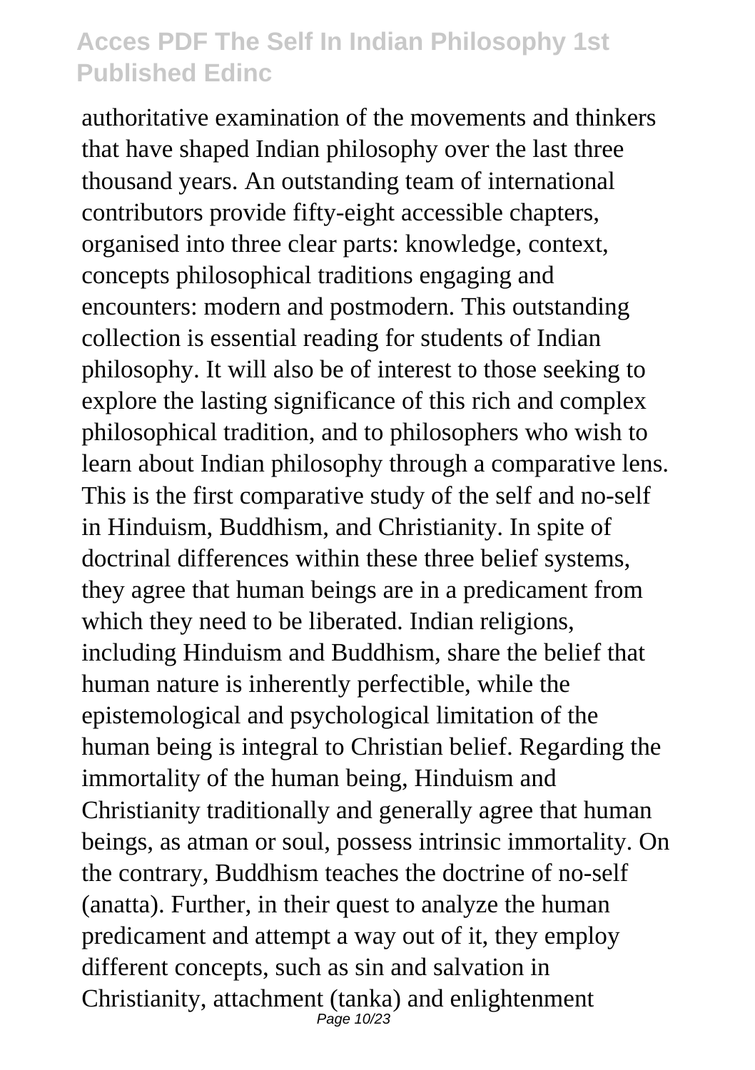authoritative examination of the movements and thinkers that have shaped Indian philosophy over the last three thousand years. An outstanding team of international contributors provide fifty-eight accessible chapters, organised into three clear parts: knowledge, context, concepts philosophical traditions engaging and encounters: modern and postmodern. This outstanding collection is essential reading for students of Indian philosophy. It will also be of interest to those seeking to explore the lasting significance of this rich and complex philosophical tradition, and to philosophers who wish to learn about Indian philosophy through a comparative lens. This is the first comparative study of the self and no-self in Hinduism, Buddhism, and Christianity. In spite of doctrinal differences within these three belief systems, they agree that human beings are in a predicament from which they need to be liberated. Indian religions, including Hinduism and Buddhism, share the belief that human nature is inherently perfectible, while the epistemological and psychological limitation of the human being is integral to Christian belief. Regarding the immortality of the human being, Hinduism and Christianity traditionally and generally agree that human beings, as atman or soul, possess intrinsic immortality. On the contrary, Buddhism teaches the doctrine of no-self (anatta). Further, in their quest to analyze the human predicament and attempt a way out of it, they employ different concepts, such as sin and salvation in Christianity, attachment (tanka) and enlightenment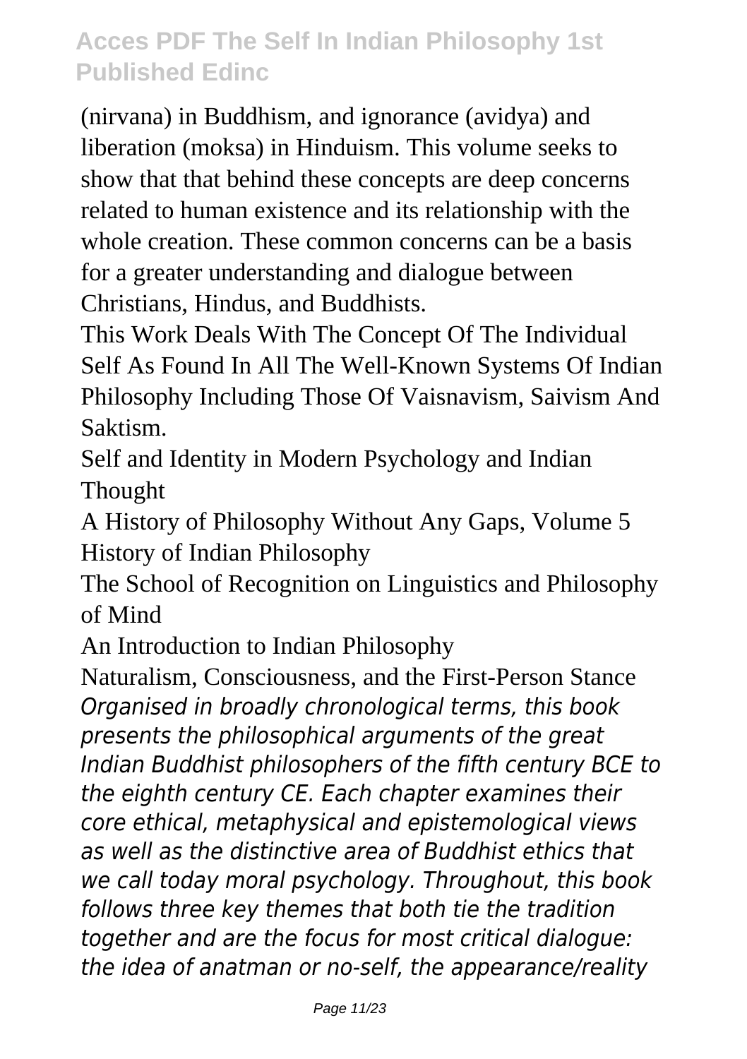(nirvana) in Buddhism, and ignorance (avidya) and liberation (moksa) in Hinduism. This volume seeks to show that that behind these concepts are deep concerns related to human existence and its relationship with the whole creation. These common concerns can be a basis for a greater understanding and dialogue between Christians, Hindus, and Buddhists.

This Work Deals With The Concept Of The Individual Self As Found In All The Well-Known Systems Of Indian Philosophy Including Those Of Vaisnavism, Saivism And Saktism.

Self and Identity in Modern Psychology and Indian Thought

A History of Philosophy Without Any Gaps, Volume 5

History of Indian Philosophy

The School of Recognition on Linguistics and Philosophy of Mind

An Introduction to Indian Philosophy

Naturalism, Consciousness, and the First-Person Stance

*Organised in broadly chronological terms, this book presents the philosophical arguments of the great Indian Buddhist philosophers of the fifth century BCE to the eighth century CE. Each chapter examines their core ethical, metaphysical and epistemological views as well as the distinctive area of Buddhist ethics that we call today moral psychology. Throughout, this book follows three key themes that both tie the tradition together and are the focus for most critical dialogue: the idea of anatman or no-self, the appearance/reality*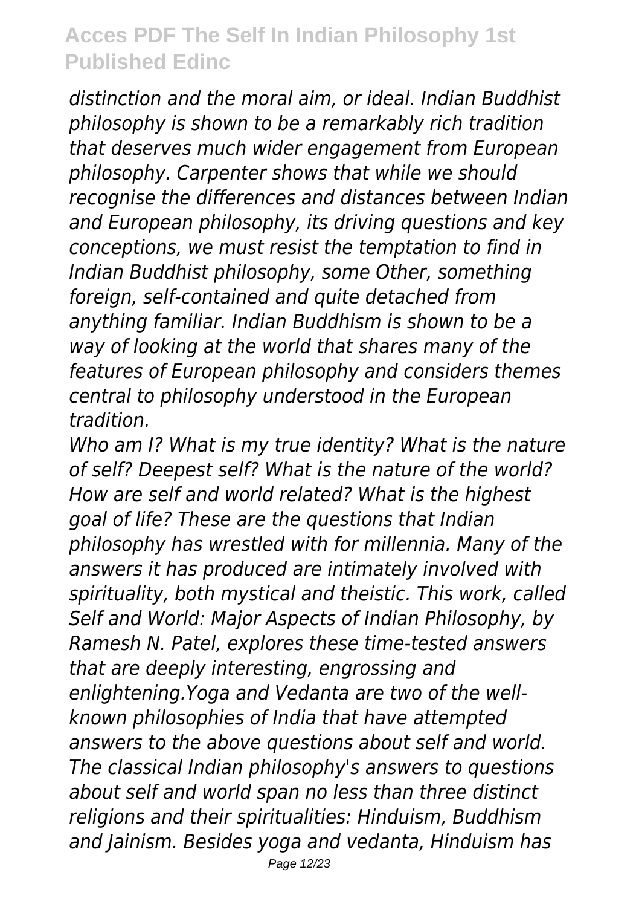*distinction and the moral aim, or ideal. Indian Buddhist philosophy is shown to be a remarkably rich tradition that deserves much wider engagement from European philosophy. Carpenter shows that while we should recognise the differences and distances between Indian and European philosophy, its driving questions and key conceptions, we must resist the temptation to find in Indian Buddhist philosophy, some Other, something foreign, self-contained and quite detached from anything familiar. Indian Buddhism is shown to be a way of looking at the world that shares many of the features of European philosophy and considers themes central to philosophy understood in the European tradition.*

*Who am I? What is my true identity? What is the nature of self? Deepest self? What is the nature of the world? How are self and world related? What is the highest goal of life? These are the questions that Indian philosophy has wrestled with for millennia. Many of the answers it has produced are intimately involved with spirituality, both mystical and theistic. This work, called Self and World: Major Aspects of Indian Philosophy, by Ramesh N. Patel, explores these time-tested answers that are deeply interesting, engrossing and enlightening.Yoga and Vedanta are two of the well-known philosophies of India that have attempted answers to the above questions about self and world. The classical Indian philosophy's answers to questions about self and world span no less than three distinct religions and their spiritualities: Hinduism, Buddhism and Jainism. Besides yoga and vedanta, Hinduism has*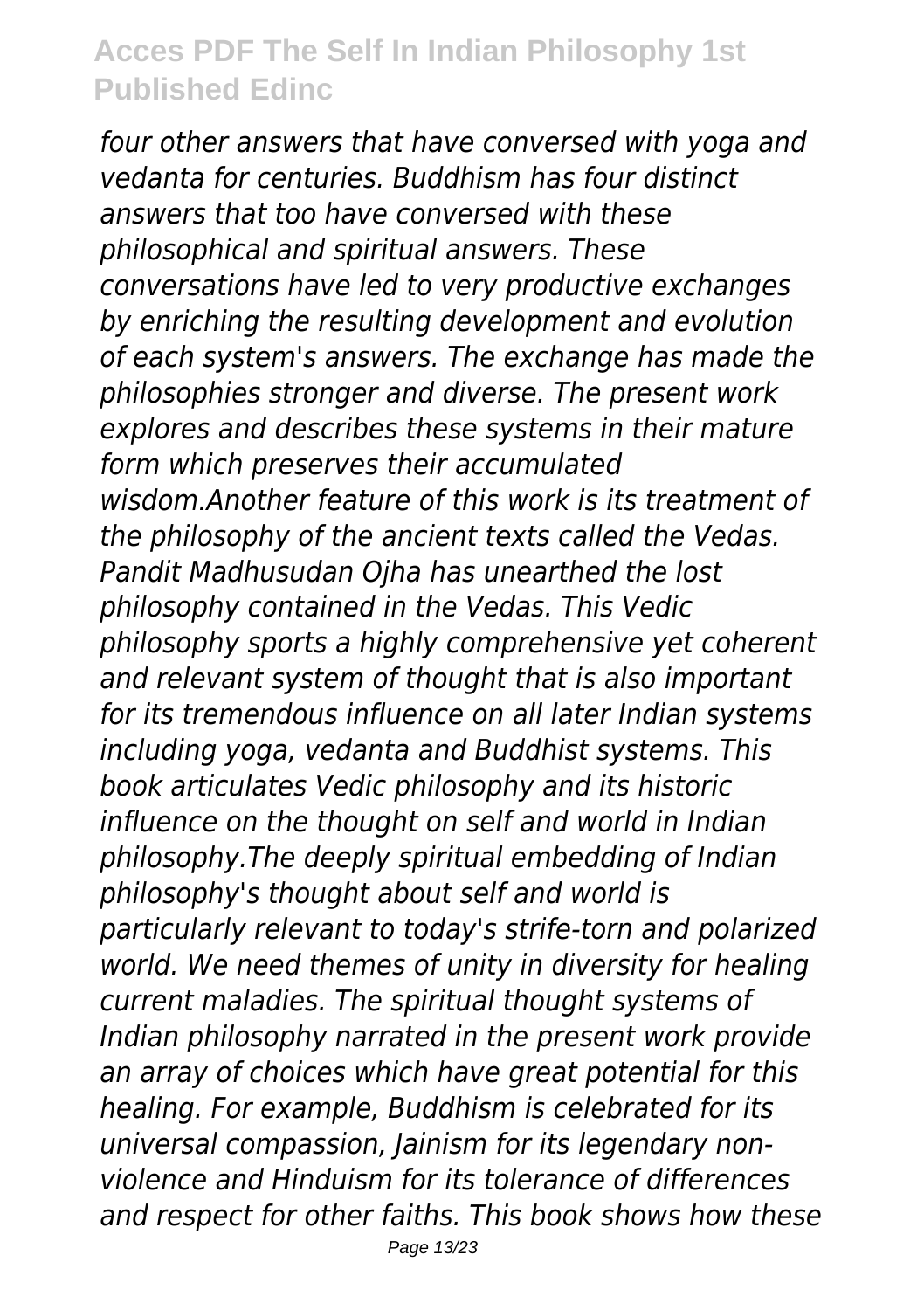*four other answers that have conversed with yoga and vedanta for centuries. Buddhism has four distinct answers that too have conversed with these philosophical and spiritual answers. These conversations have led to very productive exchanges by enriching the resulting development and evolution of each system's answers. The exchange has made the philosophies stronger and diverse. The present work explores and describes these systems in their mature form which preserves their accumulated wisdom.Another feature of this work is its treatment of the philosophy of the ancient texts called the Vedas. Pandit Madhusudan Ojha has unearthed the lost philosophy contained in the Vedas. This Vedic philosophy sports a highly comprehensive yet coherent and relevant system of thought that is also important for its tremendous influence on all later Indian systems including yoga, vedanta and Buddhist systems. This book articulates Vedic philosophy and its historic influence on the thought on self and world in Indian philosophy.The deeply spiritual embedding of Indian philosophy's thought about self and world is particularly relevant to today's strife-torn and polarized world. We need themes of unity in diversity for healing current maladies. The spiritual thought systems of Indian philosophy narrated in the present work provide an array of choices which have great potential for this healing. For example, Buddhism is celebrated for its universal compassion, Jainism for its legendary non-violence and Hinduism for its tolerance of differences and respect for other faiths. This book shows how these*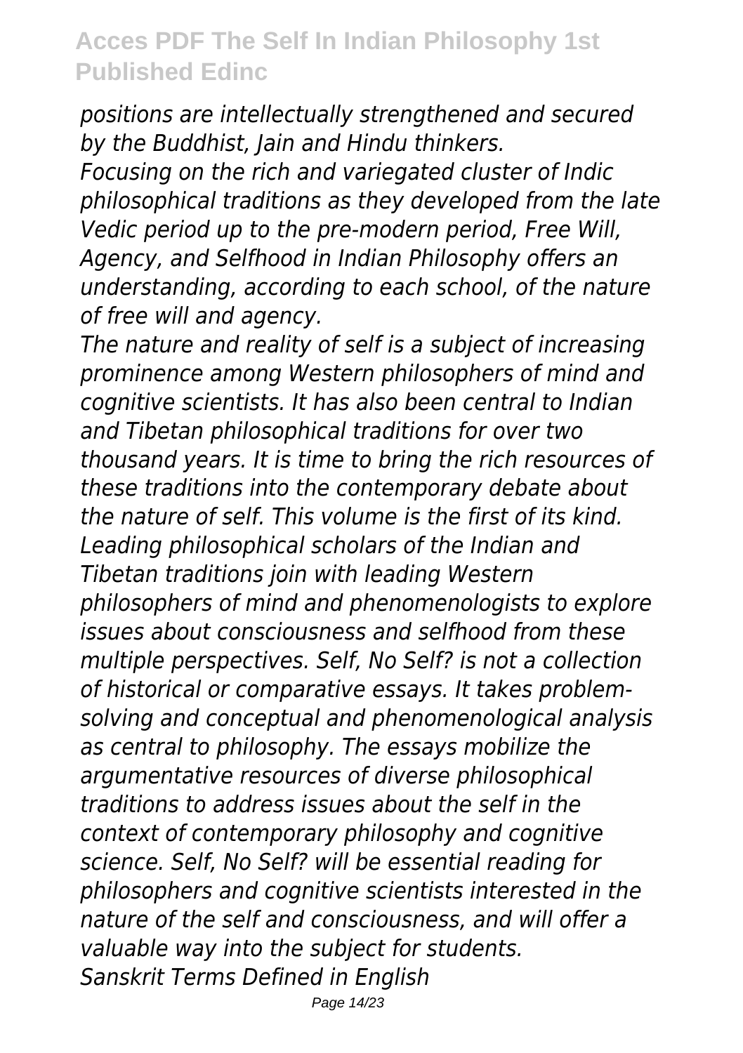*positions are intellectually strengthened and secured by the Buddhist, Jain and Hindu thinkers.*

*Focusing on the rich and variegated cluster of Indic philosophical traditions as they developed from the late Vedic period up to the pre-modern period, Free Will, Agency, and Selfhood in Indian Philosophy offers an understanding, according to each school, of the nature of free will and agency.*

*The nature and reality of self is a subject of increasing prominence among Western philosophers of mind and cognitive scientists. It has also been central to Indian and Tibetan philosophical traditions for over two thousand years. It is time to bring the rich resources of these traditions into the contemporary debate about the nature of self. This volume is the first of its kind. Leading philosophical scholars of the Indian and Tibetan traditions join with leading Western philosophers of mind and phenomenologists to explore issues about consciousness and selfhood from these multiple perspectives. Self, No Self? is not a collection of historical or comparative essays. It takes problem-solving and conceptual and phenomenological analysis as central to philosophy. The essays mobilize the argumentative resources of diverse philosophical traditions to address issues about the self in the context of contemporary philosophy and cognitive science. Self, No Self? will be essential reading for philosophers and cognitive scientists interested in the nature of the self and consciousness, and will offer a valuable way into the subject for students.*

*Sanskrit Terms Defined in English*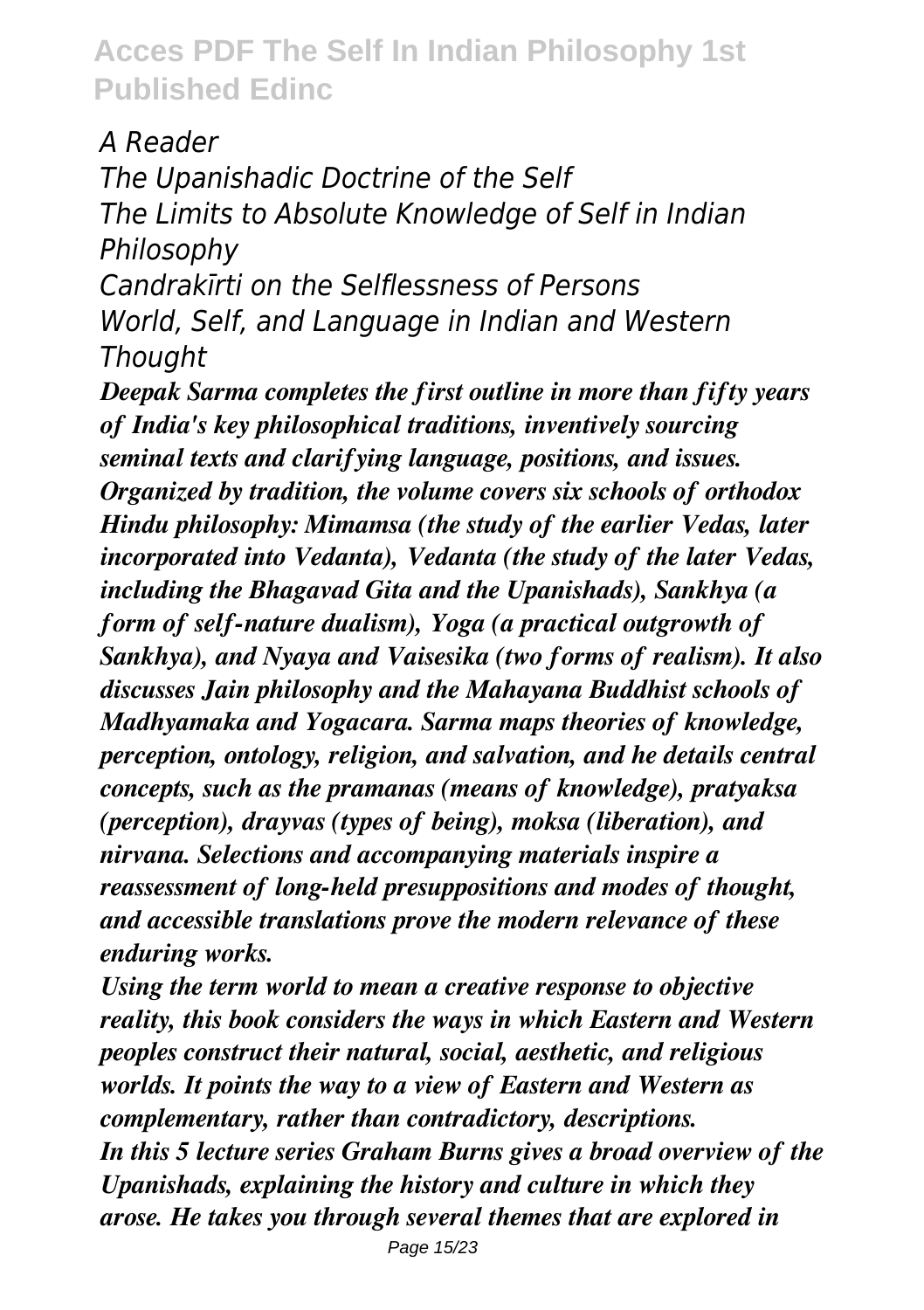*A Reader*

*The Upanishadic Doctrine of the Self*

*The Limits to Absolute Knowledge of Self in Indian Philosophy*

*Candrakīrti on the Selflessness of Persons*

*World, Self, and Language in Indian and Western Thought*

***Deepak Sarma completes the first outline in more than fifty years of India's key philosophical traditions, inventively sourcing seminal texts and clarifying language, positions, and issues. Organized by tradition, the volume covers six schools of orthodox Hindu philosophy: Mimamsa (the study of the earlier Vedas, later incorporated into Vedanta), Vedanta (the study of the later Vedas, including the Bhagavad Gita and the Upanishads), Sankhya (a form of self-nature dualism), Yoga (a practical outgrowth of Sankhya), and Nyaya and Vaisesika (two forms of realism). It also discusses Jain philosophy and the Mahayana Buddhist schools of Madhyamaka and Yogacara. Sarma maps theories of knowledge, perception, ontology, religion, and salvation, and he details central concepts, such as the pramanas (means of knowledge), pratyaksa (perception), drayvas (types of being), moksa (liberation), and nirvana. Selections and accompanying materials inspire a reassessment of long-held presuppositions and modes of thought, and accessible translations prove the modern relevance of these enduring works.***

***Using the term world to mean a creative response to objective reality, this book considers the ways in which Eastern and Western peoples construct their natural, social, aesthetic, and religious worlds. It points the way to a view of Eastern and Western as complementary, rather than contradictory, descriptions.***

***In this 5 lecture series Graham Burns gives a broad overview of the Upanishads, explaining the history and culture in which they arose. He takes you through several themes that are explored in***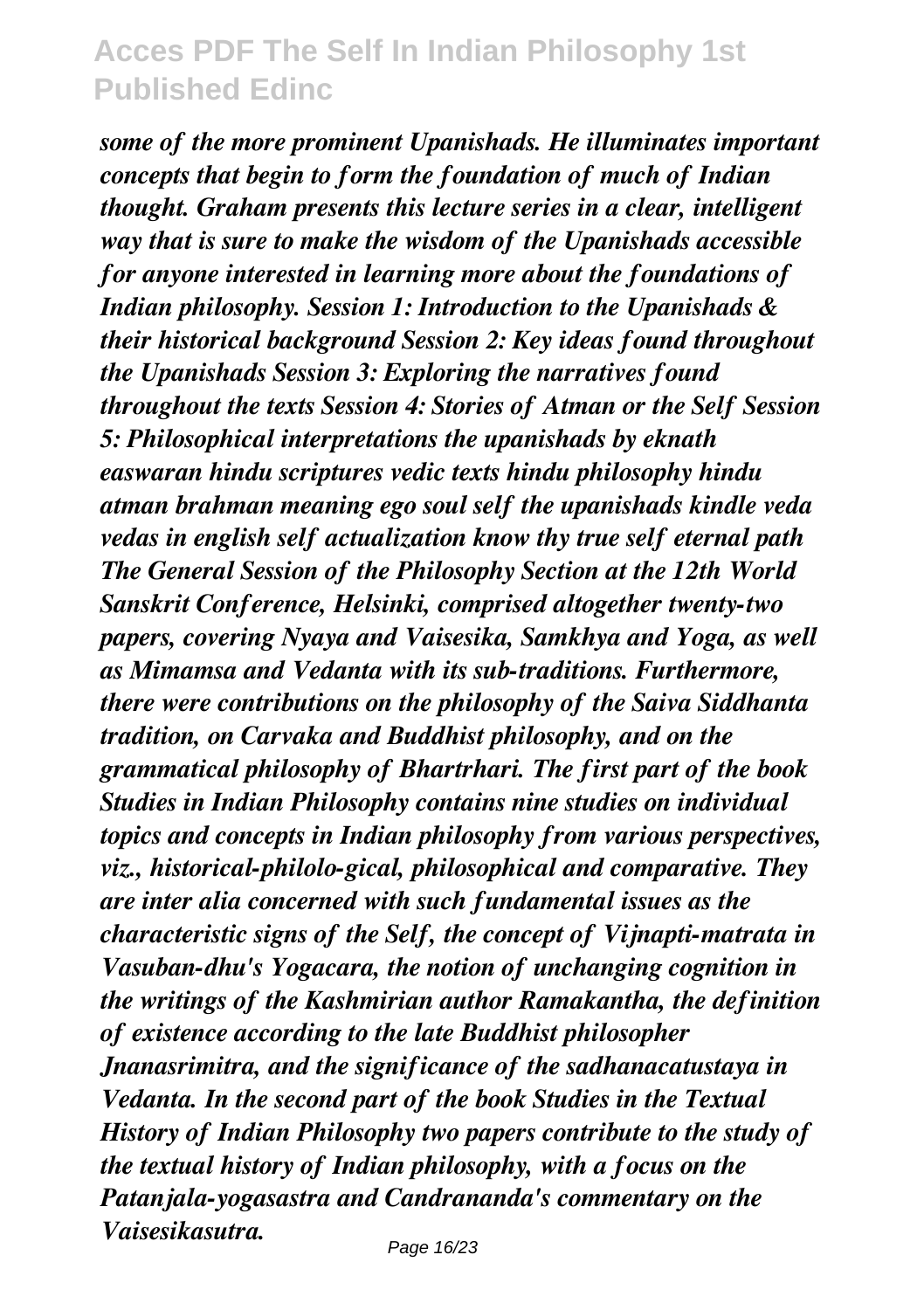*some of the more prominent Upanishads. He illuminates important concepts that begin to form the foundation of much of Indian thought. Graham presents this lecture series in a clear, intelligent way that is sure to make the wisdom of the Upanishads accessible for anyone interested in learning more about the foundations of Indian philosophy. Session 1: Introduction to the Upanishads & their historical background Session 2: Key ideas found throughout the Upanishads Session 3: Exploring the narratives found throughout the texts Session 4: Stories of Atman or the Self Session 5: Philosophical interpretations the upanishads by eknath easwaran hindu scriptures vedic texts hindu philosophy hindu atman brahman meaning ego soul self the upanishads kindle veda vedas in english self actualization know thy true self eternal path The General Session of the Philosophy Section at the 12th World Sanskrit Conference, Helsinki, comprised altogether twenty-two papers, covering Nyaya and Vaisesika, Samkhya and Yoga, as well as Mimamsa and Vedanta with its sub-traditions. Furthermore, there were contributions on the philosophy of the Saiva Siddhanta tradition, on Carvaka and Buddhist philosophy, and on the grammatical philosophy of Bhartrhari. The first part of the book Studies in Indian Philosophy contains nine studies on individual topics and concepts in Indian philosophy from various perspectives, viz., historical-philolo-gical, philosophical and comparative. They are inter alia concerned with such fundamental issues as the characteristic signs of the Self, the concept of Vijnapti-matrata in Vasuban-dhu's Yogacara, the notion of unchanging cognition in the writings of the Kashmirian author Ramakantha, the definition of existence according to the late Buddhist philosopher Jnanasrimitra, and the significance of the sadhanacatustaya in Vedanta. In the second part of the book Studies in the Textual History of Indian Philosophy two papers contribute to the study of the textual history of Indian philosophy, with a focus on the Patanjala-yogasastra and Candrananda's commentary on the Vaisesikasutra.*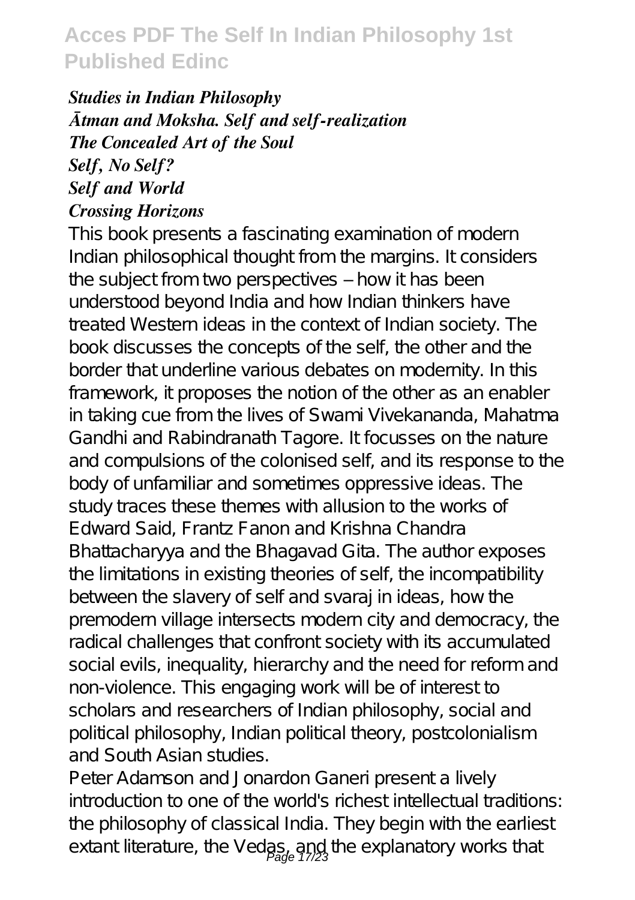*Studies in Indian Philosophy*
*Ātman and Moksha. Self and self-realization*
*The Concealed Art of the Soul*
*Self, No Self?*
*Self and World*
*Crossing Horizons*

This book presents a fascinating examination of modern Indian philosophical thought from the margins. It considers the subject from two perspectives – how it has been understood beyond India and how Indian thinkers have treated Western ideas in the context of Indian society. The book discusses the concepts of the self, the other and the border that underline various debates on modernity. In this framework, it proposes the notion of the other as an enabler in taking cue from the lives of Swami Vivekananda, Mahatma Gandhi and Rabindranath Tagore. It focusses on the nature and compulsions of the colonised self, and its response to the body of unfamiliar and sometimes oppressive ideas. The study traces these themes with allusion to the works of Edward Said, Frantz Fanon and Krishna Chandra Bhattacharyya and the Bhagavad Gita. The author exposes the limitations in existing theories of self, the incompatibility between the slavery of self and svaraj in ideas, how the premodern village intersects modern city and democracy, the radical challenges that confront society with its accumulated social evils, inequality, hierarchy and the need for reform and non-violence. This engaging work will be of interest to scholars and researchers of Indian philosophy, social and political philosophy, Indian political theory, postcolonialism and South Asian studies.

Peter Adamson and Jonardon Ganeri present a lively introduction to one of the world's richest intellectual traditions: the philosophy of classical India. They begin with the earliest extant literature, the Vedas, and the explanatory works that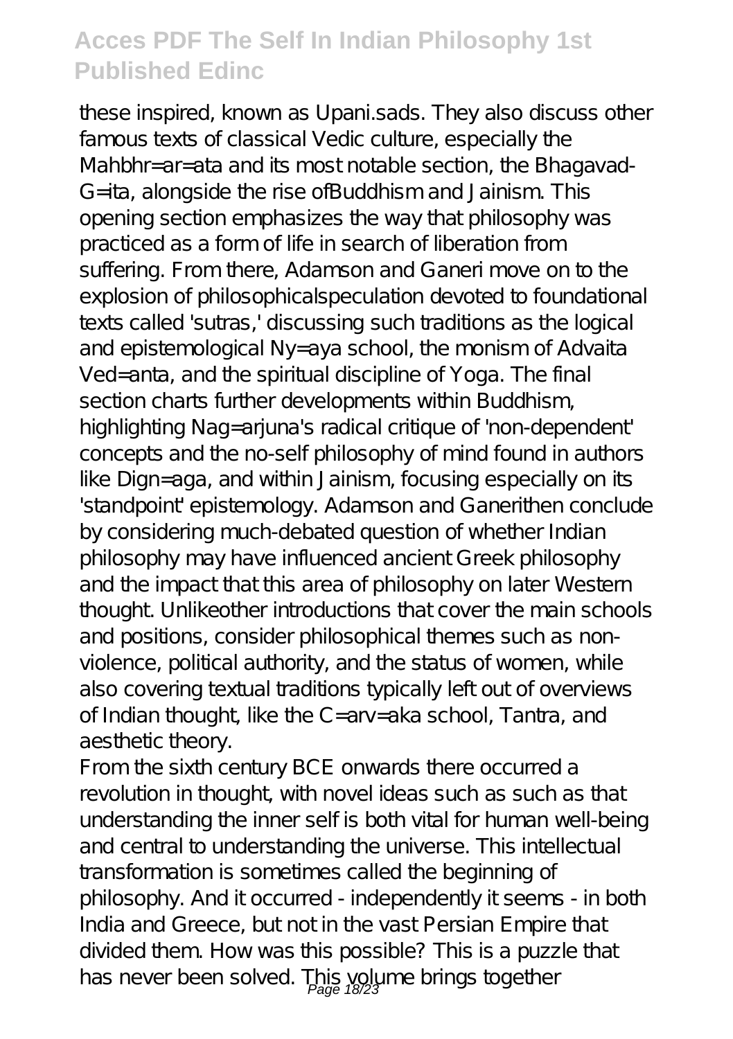these inspired, known as Upani.sads. They also discuss other famous texts of classical Vedic culture, especially the Mahbhr=ar=ata and its most notable section, the Bhagavad-G=ita, alongside the rise ofBuddhism and Jainism. This opening section emphasizes the way that philosophy was practiced as a form of life in search of liberation from suffering. From there, Adamson and Ganeri move on to the explosion of philosophicalspeculation devoted to foundational texts called 'sutras,' discussing such traditions as the logical and epistemological Ny=aya school, the monism of Advaita Ved=anta, and the spiritual discipline of Yoga. The final section charts further developments within Buddhism, highlighting Nag=arjuna's radical critique of 'non-dependent' concepts and the no-self philosophy of mind found in authors like Dign=aga, and within Jainism, focusing especially on its 'standpoint' epistemology. Adamson and Ganerithen conclude by considering much-debated question of whether Indian philosophy may have influenced ancient Greek philosophy and the impact that this area of philosophy on later Western thought. Unlikeother introductions that cover the main schools and positions, consider philosophical themes such as non-violence, political authority, and the status of women, while also covering textual traditions typically left out of overviews of Indian thought, like the C=arv=aka school, Tantra, and aesthetic theory.

From the sixth century BCE onwards there occurred a revolution in thought, with novel ideas such as such as that understanding the inner self is both vital for human well-being and central to understanding the universe. This intellectual transformation is sometimes called the beginning of philosophy. And it occurred - independently it seems - in both India and Greece, but not in the vast Persian Empire that divided them. How was this possible? This is a puzzle that has never been solved. This volume brings together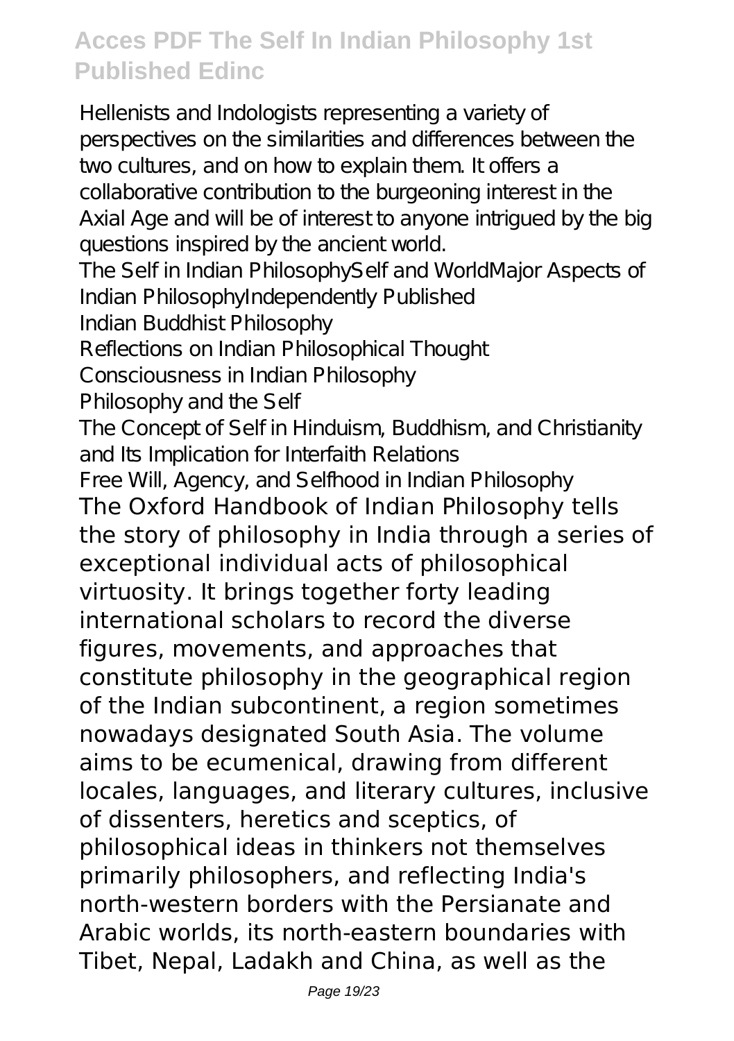Hellenists and Indologists representing a variety of perspectives on the similarities and differences between the two cultures, and on how to explain them. It offers a collaborative contribution to the burgeoning interest in the Axial Age and will be of interest to anyone intrigued by the big questions inspired by the ancient world.

The Self in Indian PhilosophySelf and WorldMajor Aspects of Indian PhilosophyIndependently Published

Indian Buddhist Philosophy

Reflections on Indian Philosophical Thought

Consciousness in Indian Philosophy

Philosophy and the Self

The Concept of Self in Hinduism, Buddhism, and Christianity and Its Implication for Interfaith Relations

Free Will, Agency, and Selfhood in Indian Philosophy

The Oxford Handbook of Indian Philosophy tells the story of philosophy in India through a series of exceptional individual acts of philosophical virtuosity. It brings together forty leading international scholars to record the diverse figures, movements, and approaches that constitute philosophy in the geographical region of the Indian subcontinent, a region sometimes nowadays designated South Asia. The volume aims to be ecumenical, drawing from different locales, languages, and literary cultures, inclusive of dissenters, heretics and sceptics, of philosophical ideas in thinkers not themselves primarily philosophers, and reflecting India's north-western borders with the Persianate and Arabic worlds, its north-eastern boundaries with Tibet, Nepal, Ladakh and China, as well as the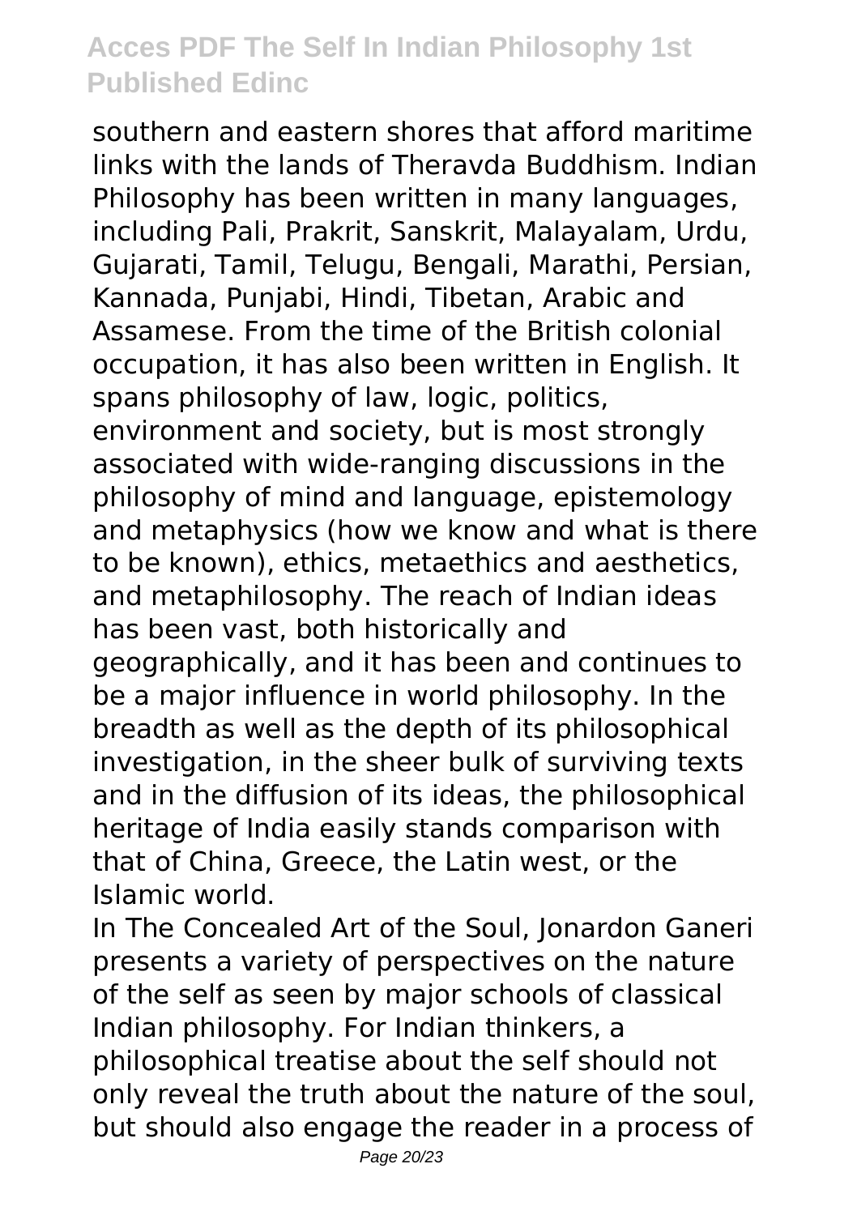southern and eastern shores that afford maritime links with the lands of Theravda Buddhism. Indian Philosophy has been written in many languages, including Pali, Prakrit, Sanskrit, Malayalam, Urdu, Gujarati, Tamil, Telugu, Bengali, Marathi, Persian, Kannada, Punjabi, Hindi, Tibetan, Arabic and Assamese. From the time of the British colonial occupation, it has also been written in English. It spans philosophy of law, logic, politics, environment and society, but is most strongly associated with wide-ranging discussions in the philosophy of mind and language, epistemology and metaphysics (how we know and what is there to be known), ethics, metaethics and aesthetics, and metaphilosophy. The reach of Indian ideas has been vast, both historically and geographically, and it has been and continues to be a major influence in world philosophy. In the breadth as well as the depth of its philosophical investigation, in the sheer bulk of surviving texts and in the diffusion of its ideas, the philosophical heritage of India easily stands comparison with that of China, Greece, the Latin west, or the Islamic world.

In The Concealed Art of the Soul, Jonardon Ganeri presents a variety of perspectives on the nature of the self as seen by major schools of classical Indian philosophy. For Indian thinkers, a philosophical treatise about the self should not only reveal the truth about the nature of the soul, but should also engage the reader in a process of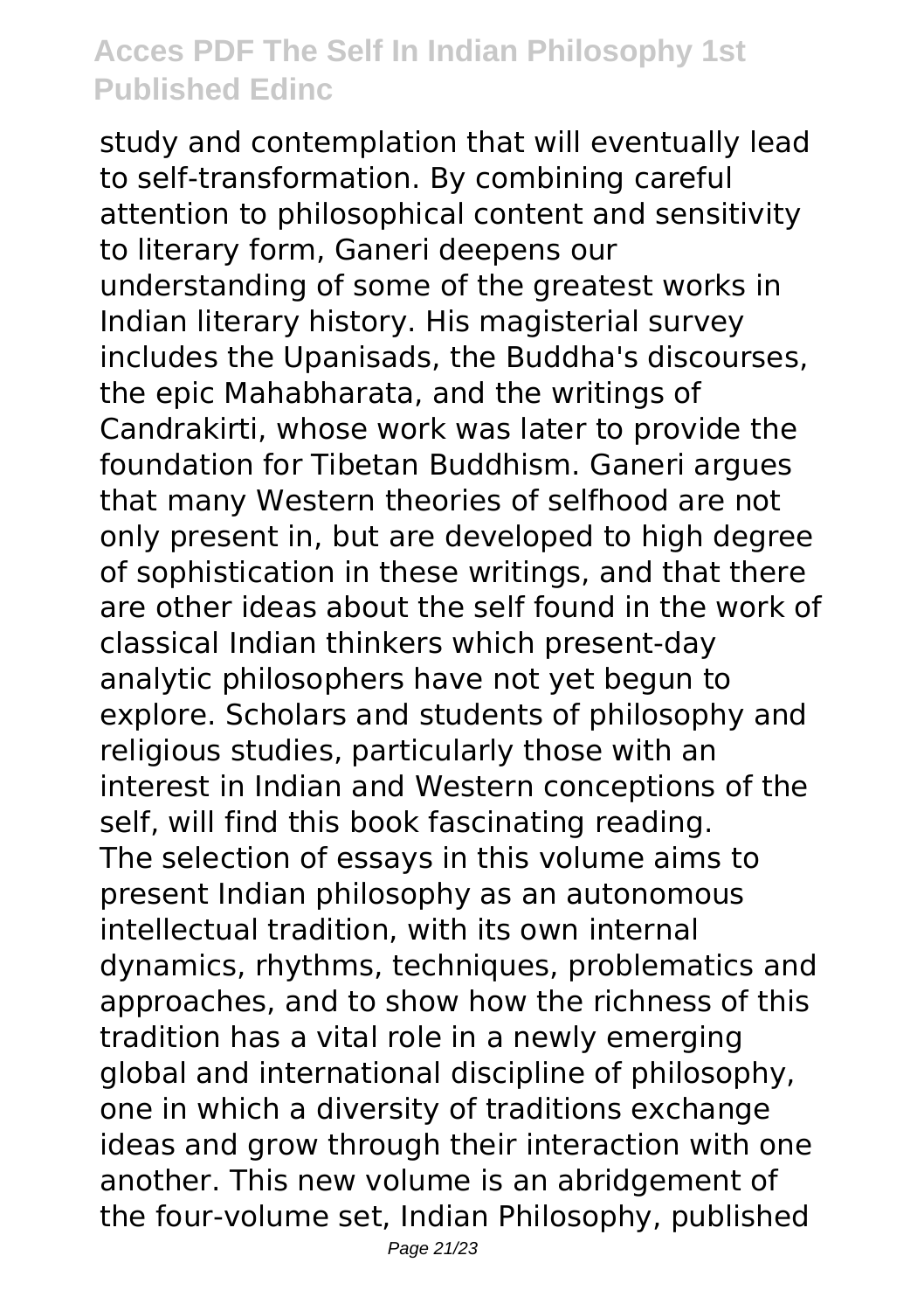study and contemplation that will eventually lead to self-transformation. By combining careful attention to philosophical content and sensitivity to literary form, Ganeri deepens our understanding of some of the greatest works in Indian literary history. His magisterial survey includes the Upanisads, the Buddha's discourses, the epic Mahabharata, and the writings of Candrakirti, whose work was later to provide the foundation for Tibetan Buddhism. Ganeri argues that many Western theories of selfhood are not only present in, but are developed to high degree of sophistication in these writings, and that there are other ideas about the self found in the work of classical Indian thinkers which present-day analytic philosophers have not yet begun to explore. Scholars and students of philosophy and religious studies, particularly those with an interest in Indian and Western conceptions of the self, will find this book fascinating reading.

The selection of essays in this volume aims to present Indian philosophy as an autonomous intellectual tradition, with its own internal dynamics, rhythms, techniques, problematics and approaches, and to show how the richness of this tradition has a vital role in a newly emerging global and international discipline of philosophy, one in which a diversity of traditions exchange ideas and grow through their interaction with one another. This new volume is an abridgement of the four-volume set, Indian Philosophy, published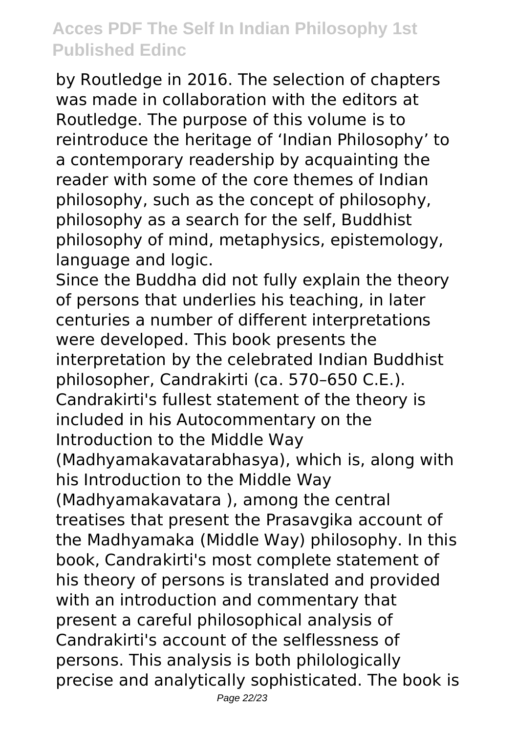by Routledge in 2016. The selection of chapters was made in collaboration with the editors at Routledge. The purpose of this volume is to reintroduce the heritage of 'Indian Philosophy' to a contemporary readership by acquainting the reader with some of the core themes of Indian philosophy, such as the concept of philosophy, philosophy as a search for the self, Buddhist philosophy of mind, metaphysics, epistemology, language and logic.

Since the Buddha did not fully explain the theory of persons that underlies his teaching, in later centuries a number of different interpretations were developed. This book presents the interpretation by the celebrated Indian Buddhist philosopher, Candrakirti (ca. 570–650 C.E.). Candrakirti's fullest statement of the theory is included in his Autocommentary on the Introduction to the Middle Way (Madhyamakavatarabhasya), which is, along with his Introduction to the Middle Way (Madhyamakavatara ), among the central treatises that present the Prasavgika account of the Madhyamaka (Middle Way) philosophy. In this book, Candrakirti's most complete statement of his theory of persons is translated and provided with an introduction and commentary that present a careful philosophical analysis of Candrakirti's account of the selflessness of persons. This analysis is both philologically precise and analytically sophisticated. The book is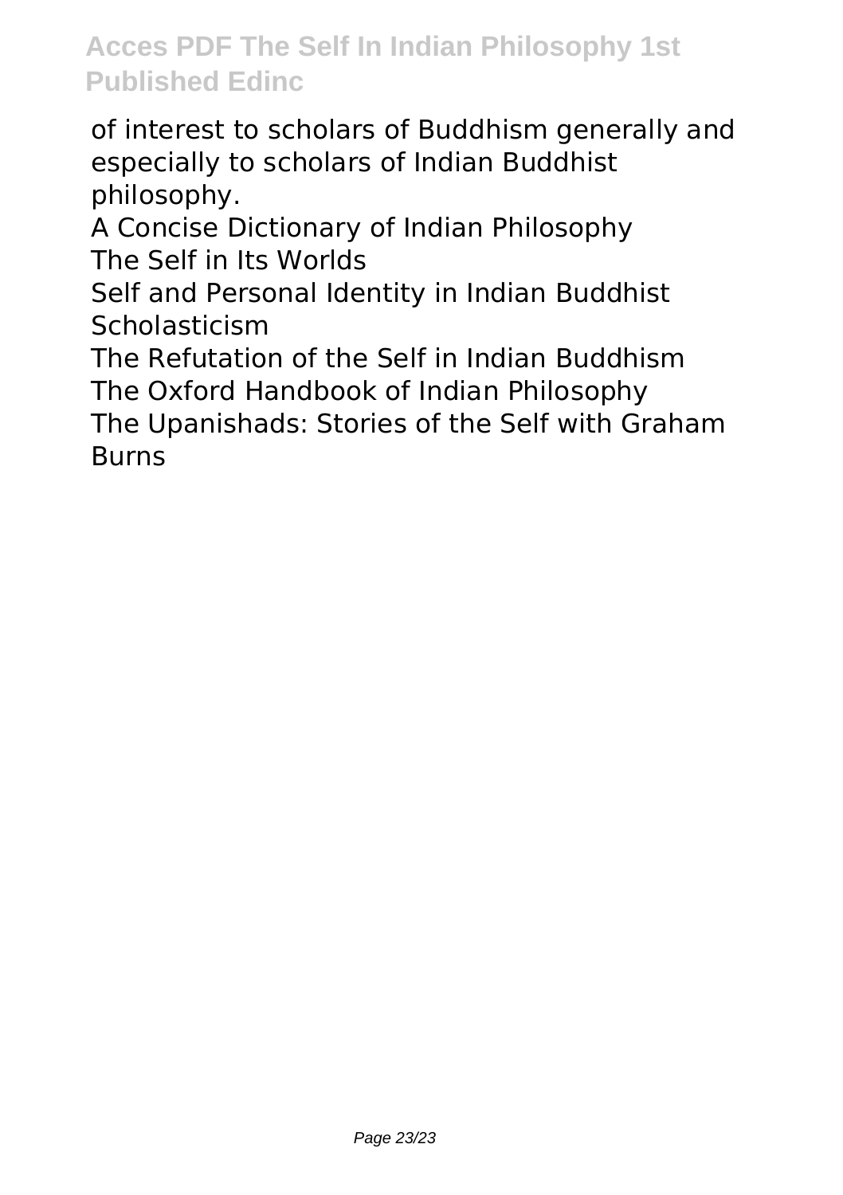of interest to scholars of Buddhism generally and especially to scholars of Indian Buddhist philosophy.

A Concise Dictionary of Indian Philosophy

The Self in Its Worlds

Self and Personal Identity in Indian Buddhist Scholasticism

The Refutation of the Self in Indian Buddhism

The Oxford Handbook of Indian Philosophy

The Upanishads: Stories of the Self with Graham Burns